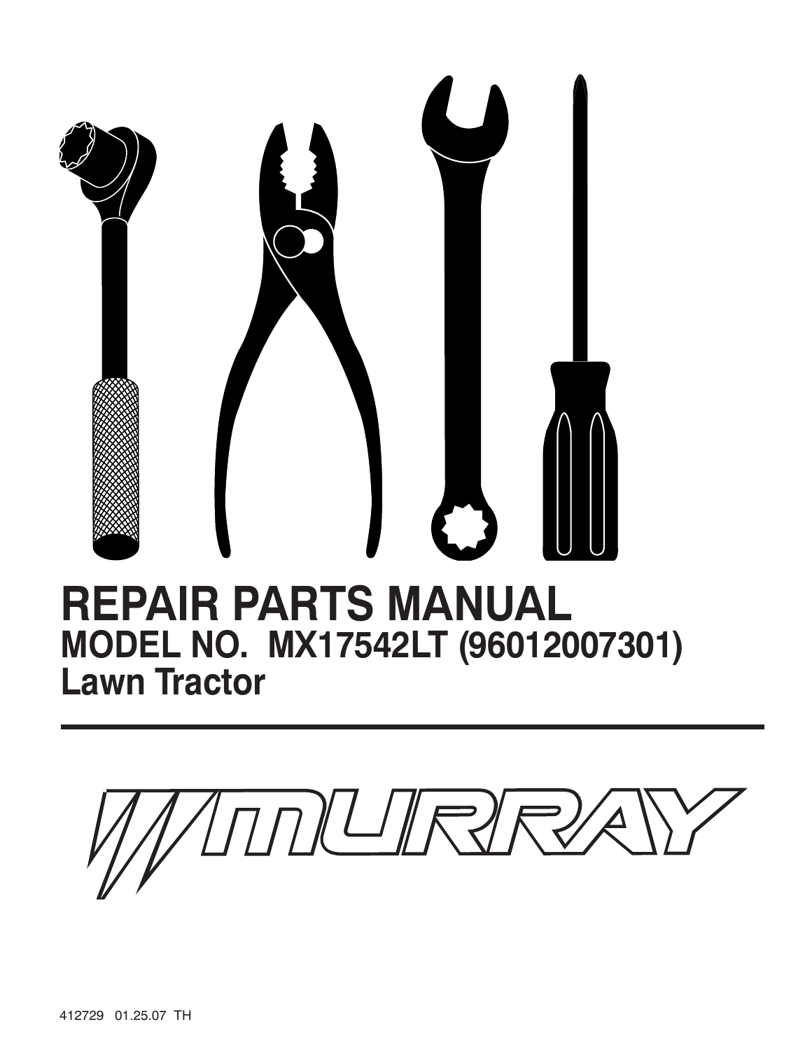# REPAIR PARTS MANUAL

## MODEL NO. MX17542LT (96012007301)

## Lawn Tractor

MURRAY

412729 01.25.07 TH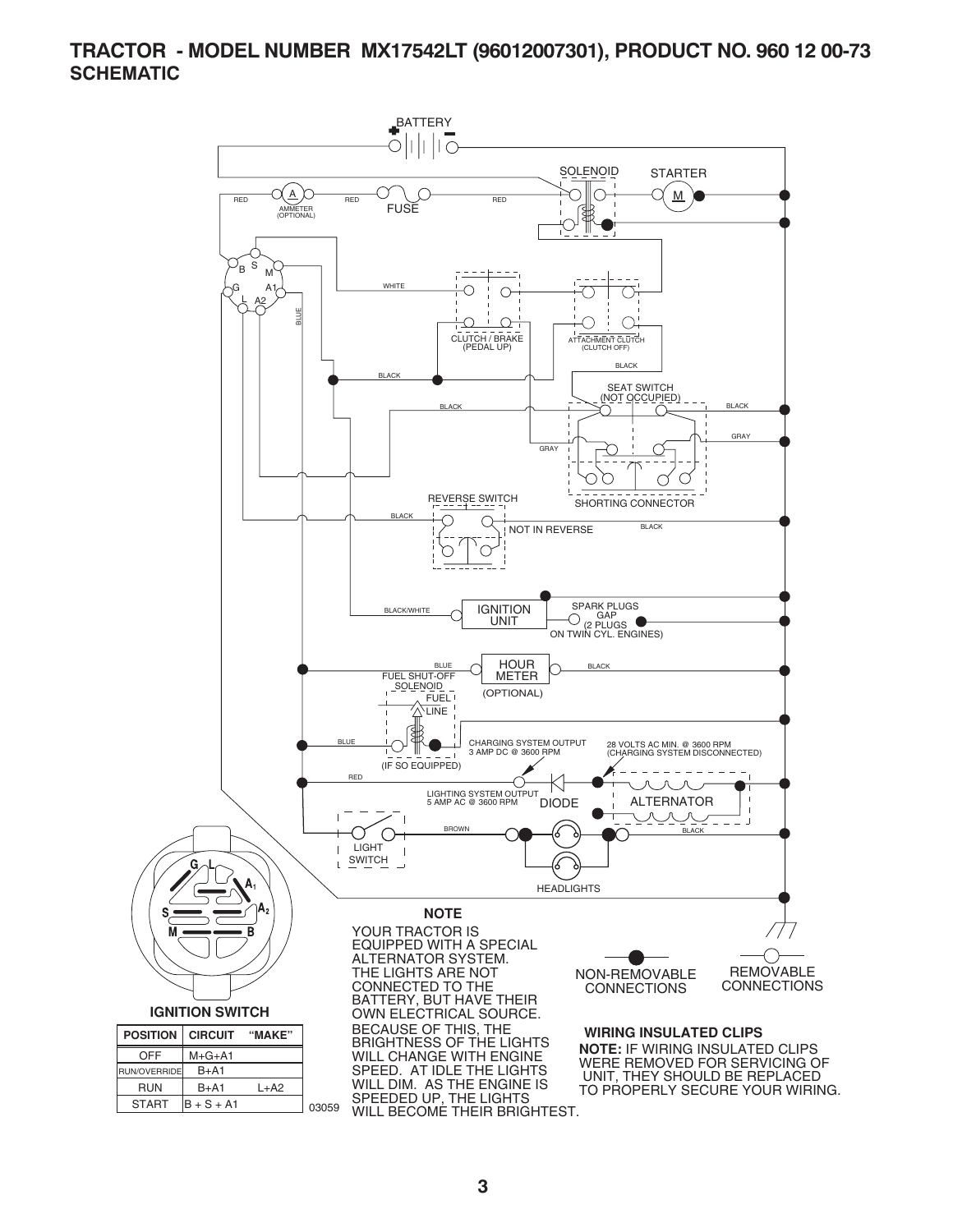# TRACTOR - MODEL NUMBER MX17542LT (96012007301), PRODUCT NO. 960 12 00-73

## SCHEMATIC

BATTERY

SOLENOID

STARTER

M

A

AMMETER (OPTIONAL)

FUSE

RED

B S M G A1 L A2

WHITE

BLUE

CLUTCH / BRAKE (PEDAL UP)

ATTACHMENT CLUTCH (CLUTCH OFF)

BLACK

SEAT SWITCH (NOT OCCUPIED)

GRAY

SHORTING CONNECTOR

REVERSE SWITCH

NOT IN REVERSE

BLACK/WHITE

IGNITION UNIT

SPARK PLUGS GAP (2 PLUGS ON TWIN CYL. ENGINES)

HOUR METER (OPTIONAL)

FUEL SHUT-OFF SOLENOID

FUEL LINE

(IF SO EQUIPPED)

CHARGING SYSTEM OUTPUT 3 AMP DC @ 3600 RPM

28 VOLTS AC MIN. @ 3600 RPM (CHARGING SYSTEM DISCONNECTED)

LIGHTING SYSTEM OUTPUT 5 AMP AC @ 3600 RPM

DIODE

ALTERNATOR

BROWN

LIGHT SWITCH

HEADLIGHTS

### IGNITION SWITCH

| POSITION | CIRCUIT | "MAKE" |
|---|---|---|
| OFF | M+G+A1 | |
| RUN/OVERRIDE | B+A1 | |
| RUN | B+A1 | L+A2 |
| START | B + S + A1 | |

03059

**NOTE**

YOUR TRACTOR IS EQUIPPED WITH A SPECIAL ALTERNATOR SYSTEM. THE LIGHTS ARE NOT CONNECTED TO THE BATTERY, BUT HAVE THEIR OWN ELECTRICAL SOURCE. BECAUSE OF THIS, THE BRIGHTNESS OF THE LIGHTS WILL CHANGE WITH ENGINE SPEED. AT IDLE THE LIGHTS WILL DIM. AS THE ENGINE IS SPEEDED UP, THE LIGHTS WILL BECOME THEIR BRIGHTEST.

NON-REMOVABLE CONNECTIONS

REMOVABLE CONNECTIONS

**WIRING INSULATED CLIPS**

**NOTE:** IF WIRING INSULATED CLIPS WERE REMOVED FOR SERVICING OF UNIT, THEY SHOULD BE REPLACED TO PROPERLY SECURE YOUR WIRING.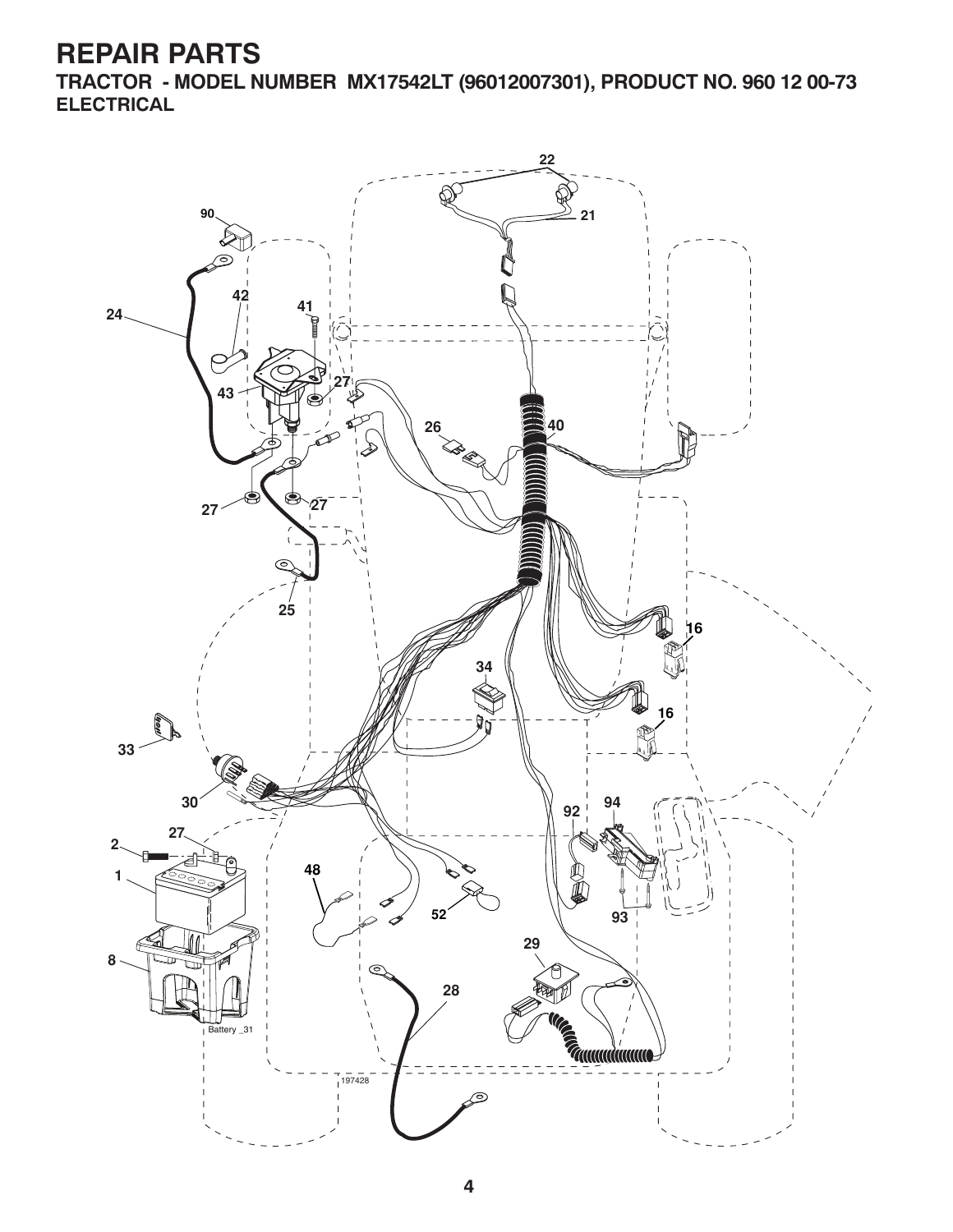# REPAIR PARTS

## TRACTOR - MODEL NUMBER MX17542LT (96012007301), PRODUCT NO. 960 12 00-73

### ELECTRICAL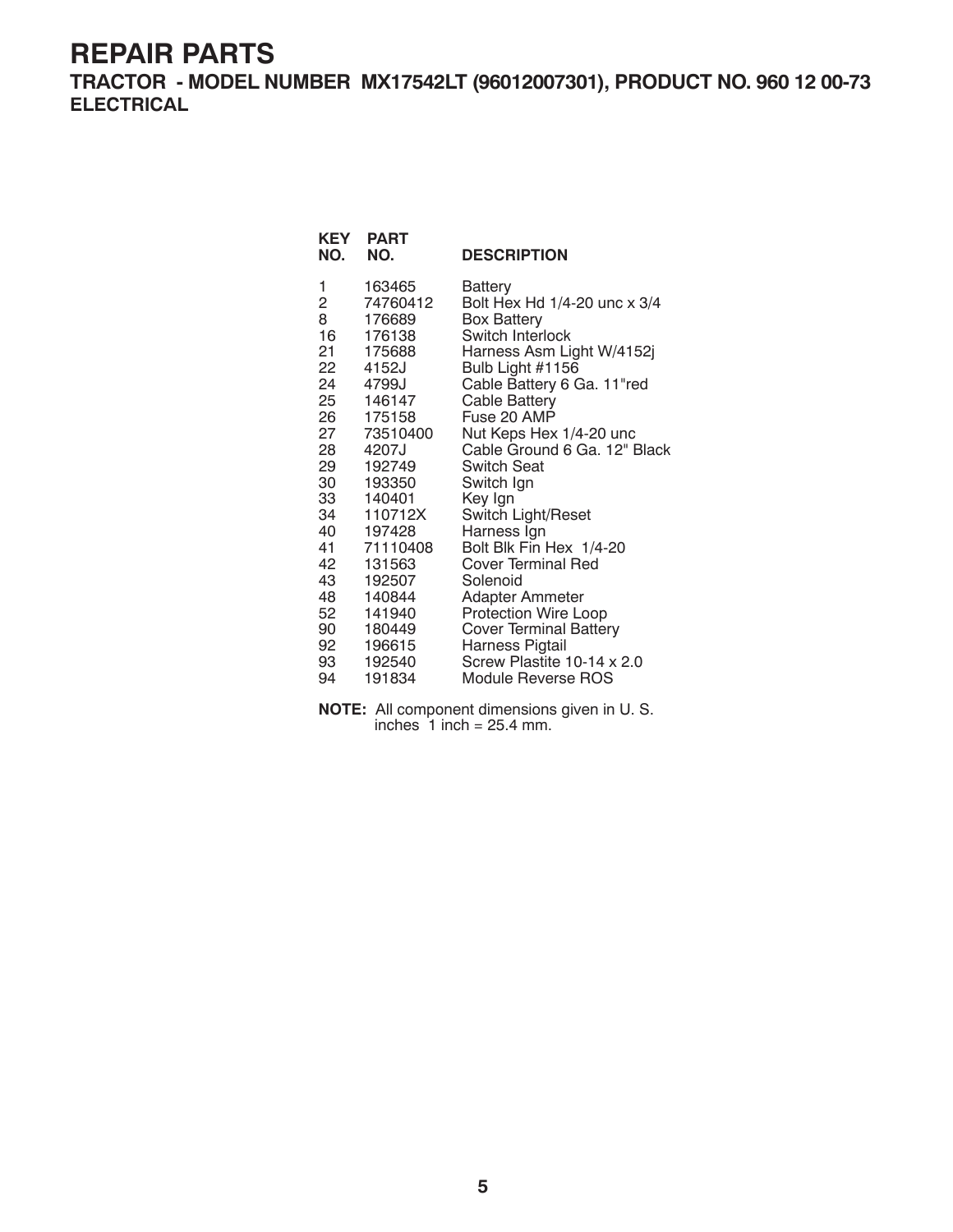# REPAIR PARTS

## TRACTOR - MODEL NUMBER MX17542LT (96012007301), PRODUCT NO. 960 12 00-73

### ELECTRICAL

| KEY NO. | PART NO. | DESCRIPTION |
|---|---|---|
| 1 | 163465 | Battery |
| 2 | 74760412 | Bolt Hex Hd 1/4-20 unc x 3/4 |
| 8 | 176689 | Box Battery |
| 16 | 176138 | Switch Interlock |
| 21 | 175688 | Harness Asm Light W/4152j |
| 22 | 4152J | Bulb Light #1156 |
| 24 | 4799J | Cable Battery 6 Ga. 11"red |
| 25 | 146147 | Cable Battery |
| 26 | 175158 | Fuse 20 AMP |
| 27 | 73510400 | Nut Keps Hex 1/4-20 unc |
| 28 | 4207J | Cable Ground 6 Ga. 12" Black |
| 29 | 192749 | Switch Seat |
| 30 | 193350 | Switch Ign |
| 33 | 140401 | Key Ign |
| 34 | 110712X | Switch Light/Reset |
| 40 | 197428 | Harness Ign |
| 41 | 71110408 | Bolt Blk Fin Hex 1/4-20 |
| 42 | 131563 | Cover Terminal Red |
| 43 | 192507 | Solenoid |
| 48 | 140844 | Adapter Ammeter |
| 52 | 141940 | Protection Wire Loop |
| 90 | 180449 | Cover Terminal Battery |
| 92 | 196615 | Harness Pigtail |
| 93 | 192540 | Screw Plastite 10-14 x 2.0 |
| 94 | 191834 | Module Reverse ROS |

**NOTE:** All component dimensions given in U. S. inches 1 inch = 25.4 mm.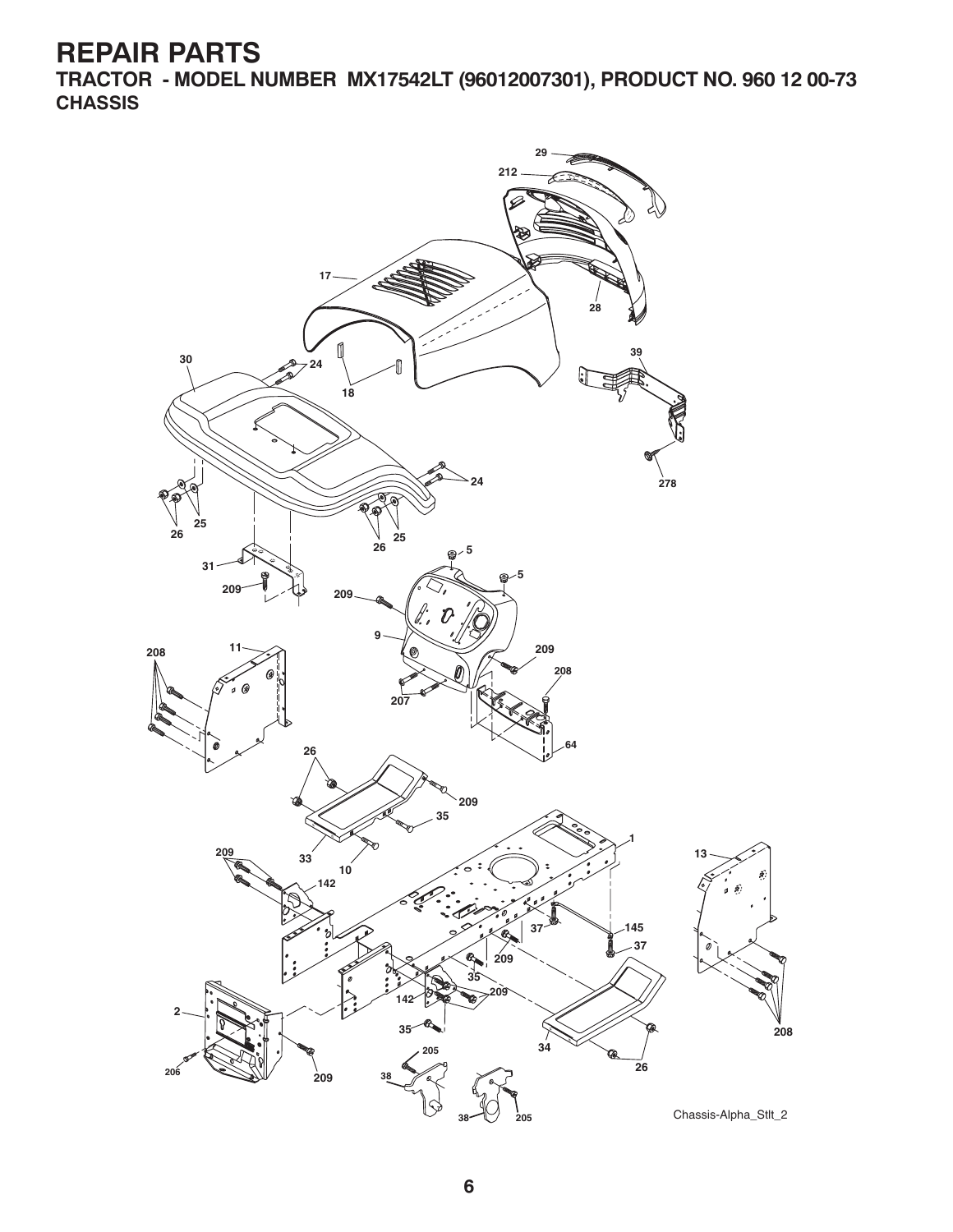# REPAIR PARTS

## TRACTOR - MODEL NUMBER MX17542LT (96012007301), PRODUCT NO. 960 12 00-73

### CHASSIS

Chassis-Alpha_Stlt_2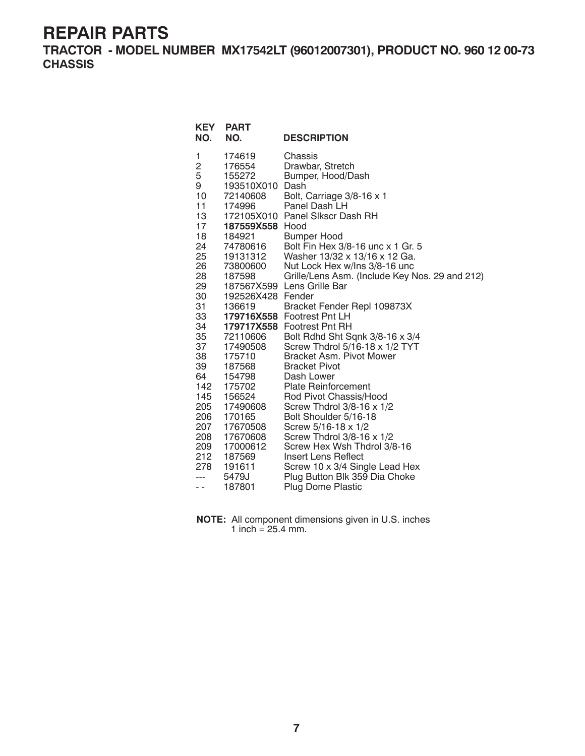# REPAIR PARTS

## TRACTOR - MODEL NUMBER MX17542LT (96012007301), PRODUCT NO. 960 12 00-73

## CHASSIS

| KEY NO. | PART NO. | DESCRIPTION |
|---|---|---|
| 1 | 174619 | Chassis |
| 2 | 176554 | Drawbar, Stretch |
| 5 | 155272 | Bumper, Hood/Dash |
| 9 | 193510X010 | Dash |
| 10 | 72140608 | Bolt, Carriage 3/8-16 x 1 |
| 11 | 174996 | Panel Dash LH |
| 13 | 172105X010 | Panel Slkscr Dash RH |
| 17 | **187559X558** | Hood |
| 18 | 184921 | Bumper Hood |
| 24 | 74780616 | Bolt Fin Hex 3/8-16 unc x 1 Gr. 5 |
| 25 | 19131312 | Washer 13/32 x 13/16 x 12 Ga. |
| 26 | 73800600 | Nut Lock Hex w/Ins 3/8-16 unc |
| 28 | 187598 | Grille/Lens Asm. (Include Key Nos. 29 and 212) |
| 29 | 187567X599 | Lens Grille Bar |
| 30 | 192526X428 | Fender |
| 31 | 136619 | Bracket Fender Repl 109873X |
| 33 | **179716X558** | Footrest Pnt LH |
| 34 | **179717X558** | Footrest Pnt RH |
| 35 | 72110606 | Bolt Rdhd Sht Sqnk 3/8-16 x 3/4 |
| 37 | 17490508 | Screw Thdrol 5/16-18 x 1/2 TYT |
| 38 | 175710 | Bracket Asm. Pivot Mower |
| 39 | 187568 | Bracket Pivot |
| 64 | 154798 | Dash Lower |
| 142 | 175702 | Plate Reinforcement |
| 145 | 156524 | Rod Pivot Chassis/Hood |
| 205 | 17490608 | Screw Thdrol 3/8-16 x 1/2 |
| 206 | 170165 | Bolt Shoulder 5/16-18 |
| 207 | 17670508 | Screw 5/16-18 x 1/2 |
| 208 | 17670608 | Screw Thdrol 3/8-16 x 1/2 |
| 209 | 17000612 | Screw Hex Wsh Thdrol 3/8-16 |
| 212 | 187569 | Insert Lens Reflect |
| 278 | 191611 | Screw 10 x 3/4 Single Lead Hex |
| --- | 5479J | Plug Button Blk 359 Dia Choke |
| - - | 187801 | Plug Dome Plastic |

**NOTE:** All component dimensions given in U.S. inches
1 inch = 25.4 mm.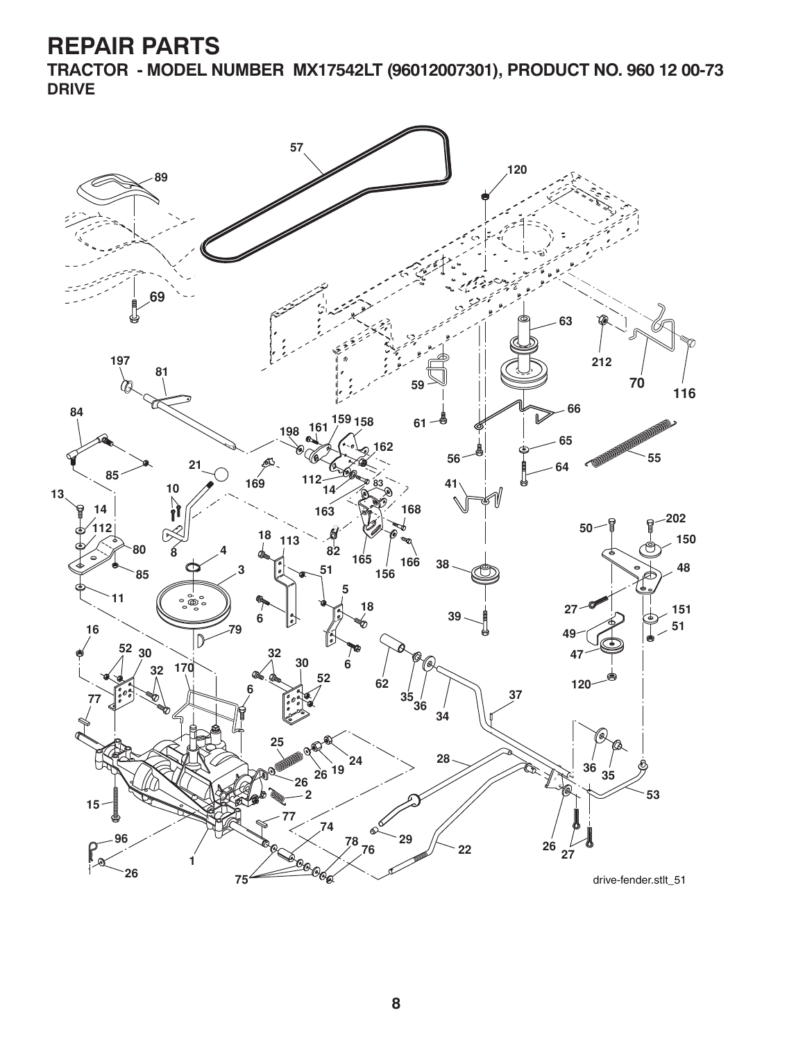# REPAIR PARTS

## TRACTOR - MODEL NUMBER MX17542LT (96012007301), PRODUCT NO. 960 12 00-73

### DRIVE

drive-fender.stlt_51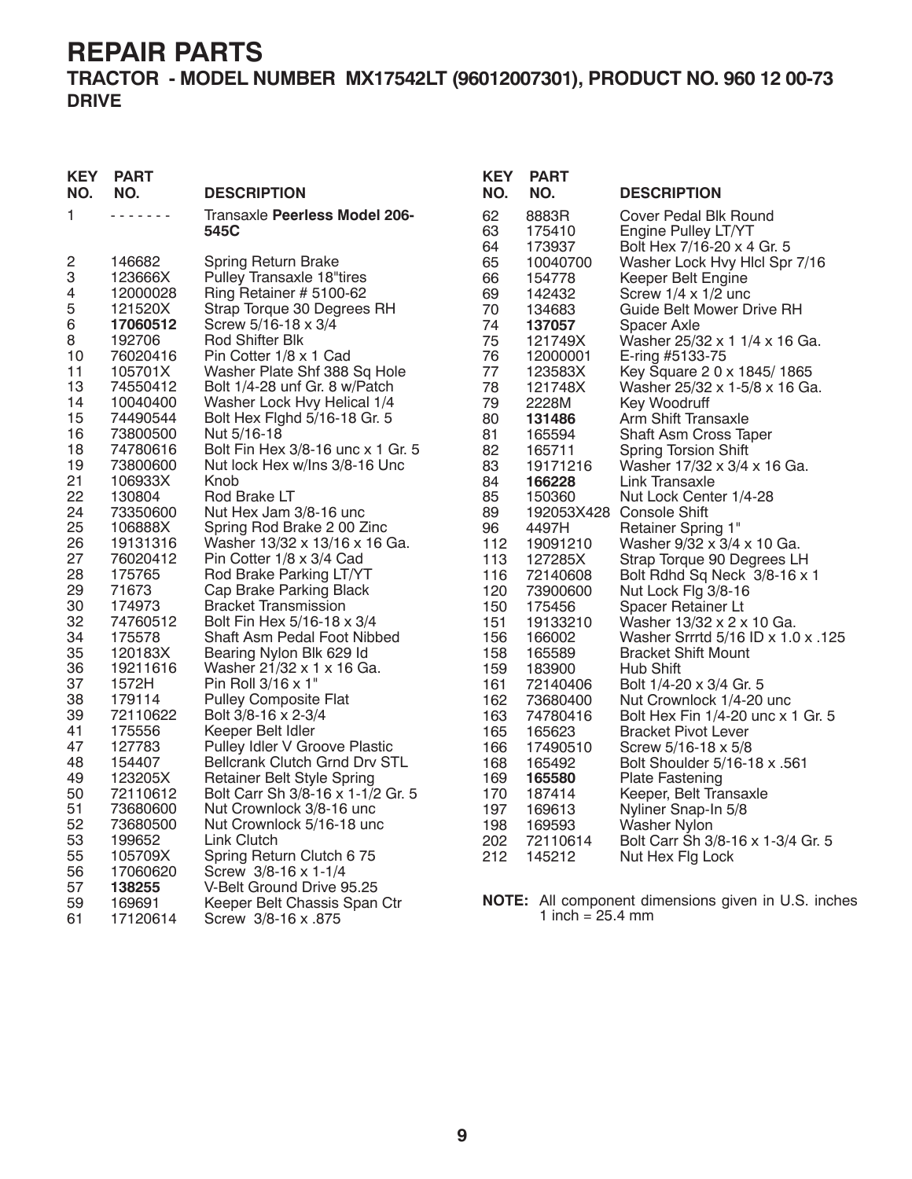# REPAIR PARTS

## TRACTOR - MODEL NUMBER MX17542LT (96012007301), PRODUCT NO. 960 12 00-73

### DRIVE

| KEY NO. | PART NO. | DESCRIPTION |
|---|---|---|
| 1 | - - - - - - - | Transaxle **Peerless Model 206-545C** |
| 2 | 146682 | Spring Return Brake |
| 3 | 123666X | Pulley Transaxle 18"tires |
| 4 | 12000028 | Ring Retainer # 5100-62 |
| 5 | 121520X | Strap Torque 30 Degrees RH |
| 6 | **17060512** | Screw 5/16-18 x 3/4 |
| 8 | 192706 | Rod Shifter Blk |
| 10 | 76020416 | Pin Cotter 1/8 x 1 Cad |
| 11 | 105701X | Washer Plate Shf 388 Sq Hole |
| 13 | 74550412 | Bolt 1/4-28 unf Gr. 8 w/Patch |
| 14 | 10040400 | Washer Lock Hvy Helical 1/4 |
| 15 | 74490544 | Bolt Hex Flghd 5/16-18 Gr. 5 |
| 16 | 73800500 | Nut 5/16-18 |
| 18 | 74780616 | Bolt Fin Hex 3/8-16 unc x 1 Gr. 5 |
| 19 | 73800600 | Nut lock Hex w/Ins 3/8-16 Unc |
| 21 | 106933X | Knob |
| 22 | 130804 | Rod Brake LT |
| 24 | 73350600 | Nut Hex Jam 3/8-16 unc |
| 25 | 106888X | Spring Rod Brake 2 00 Zinc |
| 26 | 19131316 | Washer 13/32 x 13/16 x 16 Ga. |
| 27 | 76020412 | Pin Cotter 1/8 x 3/4 Cad |
| 28 | 175765 | Rod Brake Parking LT/YT |
| 29 | 71673 | Cap Brake Parking Black |
| 30 | 174973 | Bracket Transmission |
| 32 | 74760512 | Bolt Fin Hex 5/16-18 x 3/4 |
| 34 | 175578 | Shaft Asm Pedal Foot Nibbed |
| 35 | 120183X | Bearing Nylon Blk 629 Id |
| 36 | 19211616 | Washer 21/32 x 1 x 16 Ga. |
| 37 | 1572H | Pin Roll 3/16 x 1" |
| 38 | 179114 | Pulley Composite Flat |
| 39 | 72110622 | Bolt 3/8-16 x 2-3/4 |
| 41 | 175556 | Keeper Belt Idler |
| 47 | 127783 | Pulley Idler V Groove Plastic |
| 48 | 154407 | Bellcrank Clutch Grnd Drv STL |
| 49 | 123205X | Retainer Belt Style Spring |
| 50 | 72110612 | Bolt Carr Sh 3/8-16 x 1-1/2 Gr. 5 |
| 51 | 73680600 | Nut Crownlock 3/8-16 unc |
| 52 | 73680500 | Nut Crownlock 5/16-18 unc |
| 53 | 199652 | Link Clutch |
| 55 | 105709X | Spring Return Clutch 6 75 |
| 56 | 17060620 | Screw 3/8-16 x 1-1/4 |
| 57 | **138255** | V-Belt Ground Drive 95.25 |
| 59 | 169691 | Keeper Belt Chassis Span Ctr |
| 61 | 17120614 | Screw 3/8-16 x .875 |
| 62 | 8883R | Cover Pedal Blk Round |
| 63 | 175410 | Engine Pulley LT/YT |
| 64 | 173937 | Bolt Hex 7/16-20 x 4 Gr. 5 |
| 65 | 10040700 | Washer Lock Hvy Hlcl Spr 7/16 |
| 66 | 154778 | Keeper Belt Engine |
| 69 | 142432 | Screw 1/4 x 1/2 unc |
| 70 | 134683 | Guide Belt Mower Drive RH |
| 74 | **137057** | Spacer Axle |
| 75 | 121749X | Washer 25/32 x 1 1/4 x 16 Ga. |
| 76 | 12000001 | E-ring #5133-75 |
| 77 | 123583X | Key Square 2 0 x 1845/ 1865 |
| 78 | 121748X | Washer 25/32 x 1-5/8 x 16 Ga. |
| 79 | 2228M | Key Woodruff |
| 80 | **131486** | Arm Shift Transaxle |
| 81 | 165594 | Shaft Asm Cross Taper |
| 82 | 165711 | Spring Torsion Shift |
| 83 | 19171216 | Washer 17/32 x 3/4 x 16 Ga. |
| 84 | **166228** | Link Transaxle |
| 85 | 150360 | Nut Lock Center 1/4-28 |
| 89 | 192053X428 | Console Shift |
| 96 | 4497H | Retainer Spring 1" |
| 112 | 19091210 | Washer 9/32 x 3/4 x 10 Ga. |
| 113 | 127285X | Strap Torque 90 Degrees LH |
| 116 | 72140608 | Bolt Rdhd Sq Neck 3/8-16 x 1 |
| 120 | 73900600 | Nut Lock Flg 3/8-16 |
| 150 | 175456 | Spacer Retainer Lt |
| 151 | 19133210 | Washer 13/32 x 2 x 10 Ga. |
| 156 | 166002 | Washer Srrrtd 5/16 ID x 1.0 x .125 |
| 158 | 165589 | Bracket Shift Mount |
| 159 | 183900 | Hub Shift |
| 161 | 72140406 | Bolt 1/4-20 x 3/4 Gr. 5 |
| 162 | 73680400 | Nut Crownlock 1/4-20 unc |
| 163 | 74780416 | Bolt Hex Fin 1/4-20 unc x 1 Gr. 5 |
| 165 | 165623 | Bracket Pivot Lever |
| 166 | 17490510 | Screw 5/16-18 x 5/8 |
| 168 | 165492 | Bolt Shoulder 5/16-18 x .561 |
| 169 | **165580** | Plate Fastening |
| 170 | 187414 | Keeper, Belt Transaxle |
| 197 | 169613 | Nyliner Snap-In 5/8 |
| 198 | 169593 | Washer Nylon |
| 202 | 72110614 | Bolt Carr Sh 3/8-16 x 1-3/4 Gr. 5 |
| 212 | 145212 | Nut Hex Flg Lock |

**NOTE:** All component dimensions given in U.S. inches
1 inch = 25.4 mm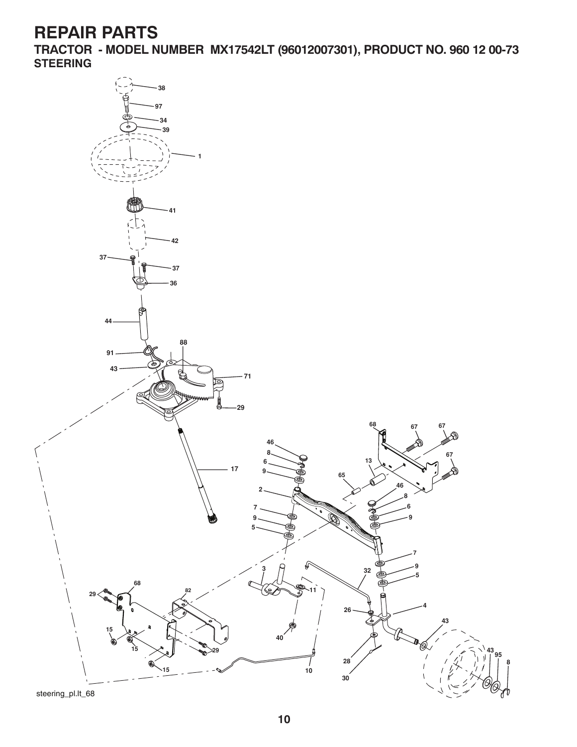# REPAIR PARTS

## TRACTOR - MODEL NUMBER MX17542LT (96012007301), PRODUCT NO. 960 12 00-73

### STEERING

steering_pl.lt_68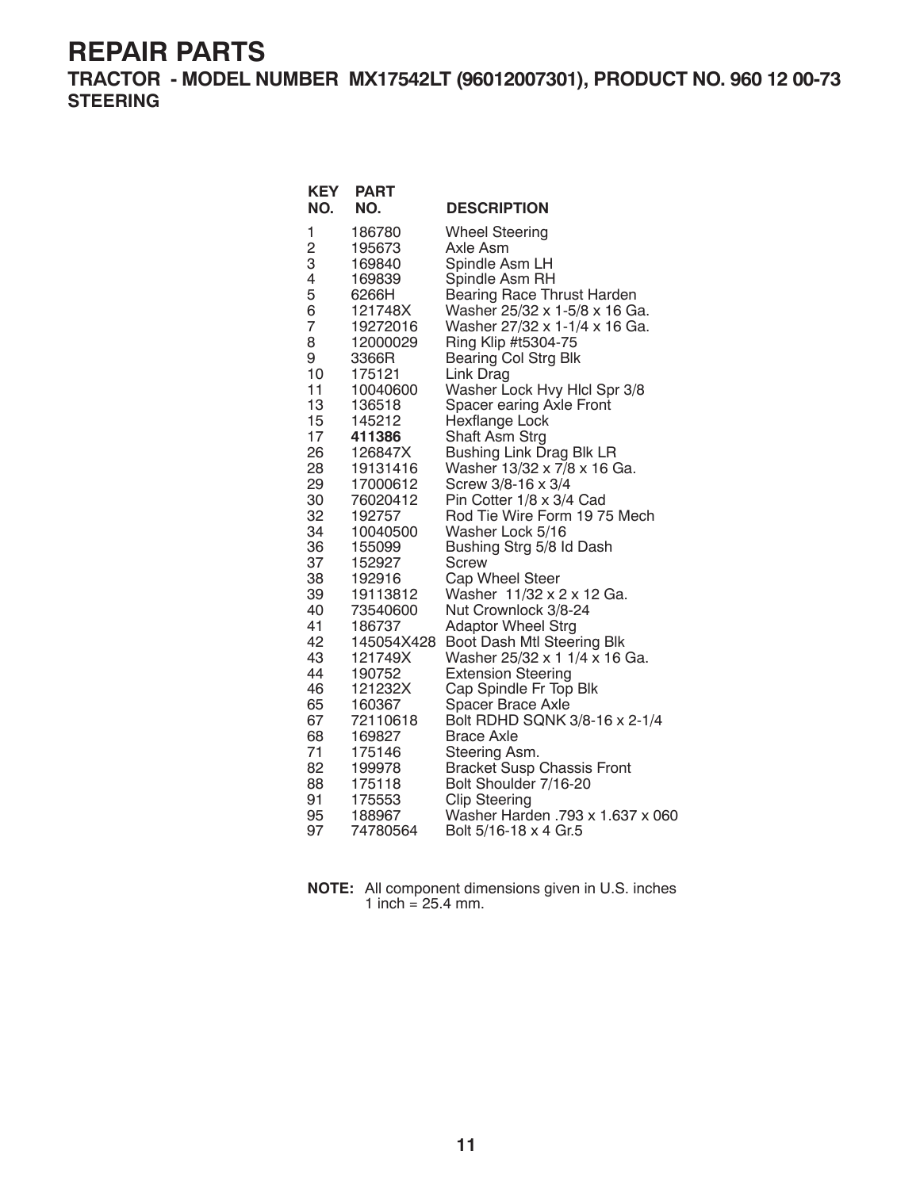# REPAIR PARTS

## TRACTOR - MODEL NUMBER MX17542LT (96012007301), PRODUCT NO. 960 12 00-73

### STEERING

| KEY NO. | PART NO. | DESCRIPTION |
|---|---|---|
| 1 | 186780 | Wheel Steering |
| 2 | 195673 | Axle Asm |
| 3 | 169840 | Spindle Asm LH |
| 4 | 169839 | Spindle Asm RH |
| 5 | 6266H | Bearing Race Thrust Harden |
| 6 | 121748X | Washer 25/32 x 1-5/8 x 16 Ga. |
| 7 | 19272016 | Washer 27/32 x 1-1/4 x 16 Ga. |
| 8 | 12000029 | Ring Klip #t5304-75 |
| 9 | 3366R | Bearing Col Strg Blk |
| 10 | 175121 | Link Drag |
| 11 | 10040600 | Washer Lock Hvy Hlcl Spr 3/8 |
| 13 | 136518 | Spacer earing Axle Front |
| 15 | 145212 | Hexflange Lock |
| 17 | **411386** | Shaft Asm Strg |
| 26 | 126847X | Bushing Link Drag Blk LR |
| 28 | 19131416 | Washer 13/32 x 7/8 x 16 Ga. |
| 29 | 17000612 | Screw 3/8-16 x 3/4 |
| 30 | 76020412 | Pin Cotter 1/8 x 3/4 Cad |
| 32 | 192757 | Rod Tie Wire Form 19 75 Mech |
| 34 | 10040500 | Washer Lock 5/16 |
| 36 | 155099 | Bushing Strg 5/8 Id Dash |
| 37 | 152927 | Screw |
| 38 | 192916 | Cap Wheel Steer |
| 39 | 19113812 | Washer 11/32 x 2 x 12 Ga. |
| 40 | 73540600 | Nut Crownlock 3/8-24 |
| 41 | 186737 | Adaptor Wheel Strg |
| 42 | 145054X428 | Boot Dash Mtl Steering Blk |
| 43 | 121749X | Washer 25/32 x 1 1/4 x 16 Ga. |
| 44 | 190752 | Extension Steering |
| 46 | 121232X | Cap Spindle Fr Top Blk |
| 65 | 160367 | Spacer Brace Axle |
| 67 | 72110618 | Bolt RDHD SQNK 3/8-16 x 2-1/4 |
| 68 | 169827 | Brace Axle |
| 71 | 175146 | Steering Asm. |
| 82 | 199978 | Bracket Susp Chassis Front |
| 88 | 175118 | Bolt Shoulder 7/16-20 |
| 91 | 175553 | Clip Steering |
| 95 | 188967 | Washer Harden .793 x 1.637 x 060 |
| 97 | 74780564 | Bolt 5/16-18 x 4 Gr.5 |

**NOTE:** All component dimensions given in U.S. inches
1 inch = 25.4 mm.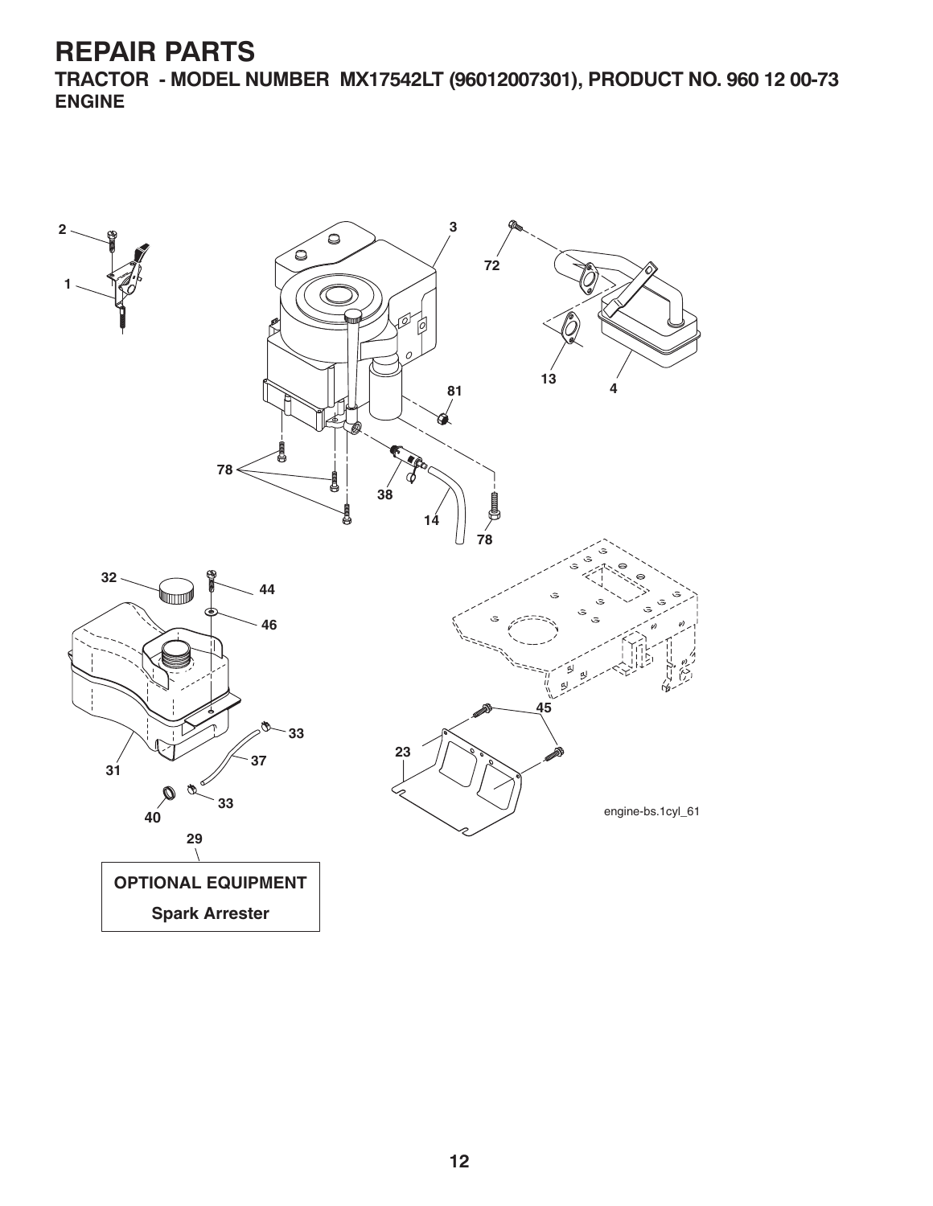# REPAIR PARTS

## TRACTOR - MODEL NUMBER MX17542LT (96012007301), PRODUCT NO. 960 12 00-73

### ENGINE

2

1

3

72

13

4

81

78

38

14

78

32

44

46

33

37

31

33

40

45

23

engine-bs.1cyl_61

29

**OPTIONAL EQUIPMENT**

**Spark Arrester**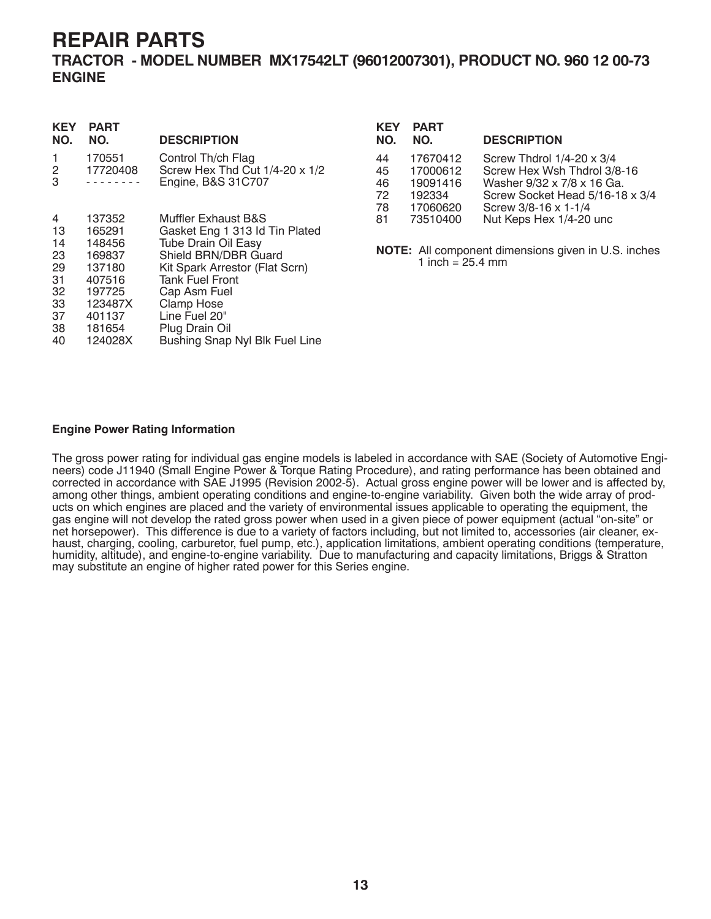# REPAIR PARTS

## TRACTOR - MODEL NUMBER MX17542LT (96012007301), PRODUCT NO. 960 12 00-73

## ENGINE

| KEY NO. | PART NO. | DESCRIPTION |
|---|---|---|
| 1 | 170551 | Control Th/ch Flag |
| 2 | 17720408 | Screw Hex Thd Cut 1/4-20 x 1/2 |
| 3 | - - - - - - - - | Engine, B&S 31C707 |
| 4 | 137352 | Muffler Exhaust B&S |
| 13 | 165291 | Gasket Eng 1 313 Id Tin Plated |
| 14 | 148456 | Tube Drain Oil Easy |
| 23 | 169837 | Shield BRN/DBR Guard |
| 29 | 137180 | Kit Spark Arrestor (Flat Scrn) |
| 31 | 407516 | Tank Fuel Front |
| 32 | 197725 | Cap Asm Fuel |
| 33 | 123487X | Clamp Hose |
| 37 | 401137 | Line Fuel 20" |
| 38 | 181654 | Plug Drain Oil |
| 40 | 124028X | Bushing Snap Nyl Blk Fuel Line |
| 44 | 17670412 | Screw Thdrol 1/4-20 x 3/4 |
| 45 | 17000612 | Screw Hex Wsh Thdrol 3/8-16 |
| 46 | 19091416 | Washer 9/32 x 7/8 x 16 Ga. |
| 72 | 192334 | Screw Socket Head 5/16-18 x 3/4 |
| 78 | 17060620 | Screw 3/8-16 x 1-1/4 |
| 81 | 73510400 | Nut Keps Hex 1/4-20 unc |

**NOTE:** All component dimensions given in U.S. inches
1 inch = 25.4 mm

**Engine Power Rating Information**

The gross power rating for individual gas engine models is labeled in accordance with SAE (Society of Automotive Engineers) code J11940 (Small Engine Power & Torque Rating Procedure), and rating performance has been obtained and corrected in accordance with SAE J1995 (Revision 2002-5). Actual gross engine power will be lower and is affected by, among other things, ambient operating conditions and engine-to-engine variability. Given both the wide array of products on which engines are placed and the variety of environmental issues applicable to operating the equipment, the gas engine will not develop the rated gross power when used in a given piece of power equipment (actual "on-site" or net horsepower). This difference is due to a variety of factors including, but not limited to, accessories (air cleaner, exhaust, charging, cooling, carburetor, fuel pump, etc.), application limitations, ambient operating conditions (temperature, humidity, altitude), and engine-to-engine variability. Due to manufacturing and capacity limitations, Briggs & Stratton may substitute an engine of higher rated power for this Series engine.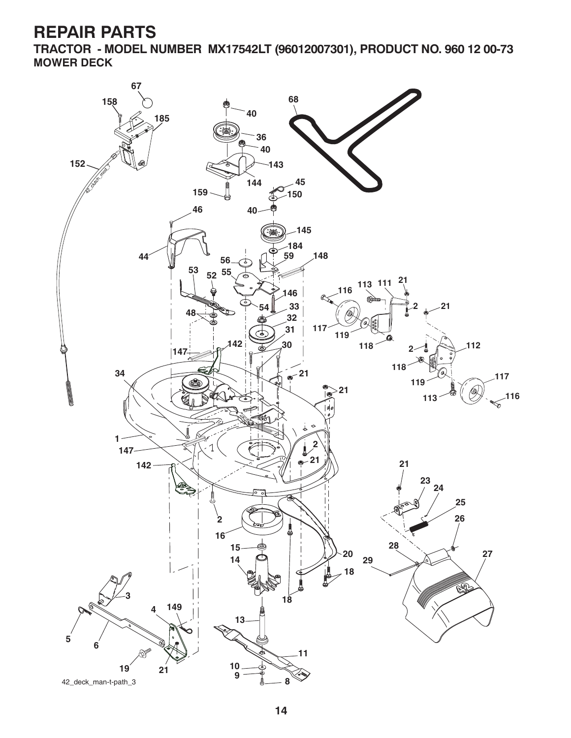# REPAIR PARTS

## TRACTOR - MODEL NUMBER MX17542LT (96012007301), PRODUCT NO. 960 12 00-73

### MOWER DECK

42_deck_man-t-path_3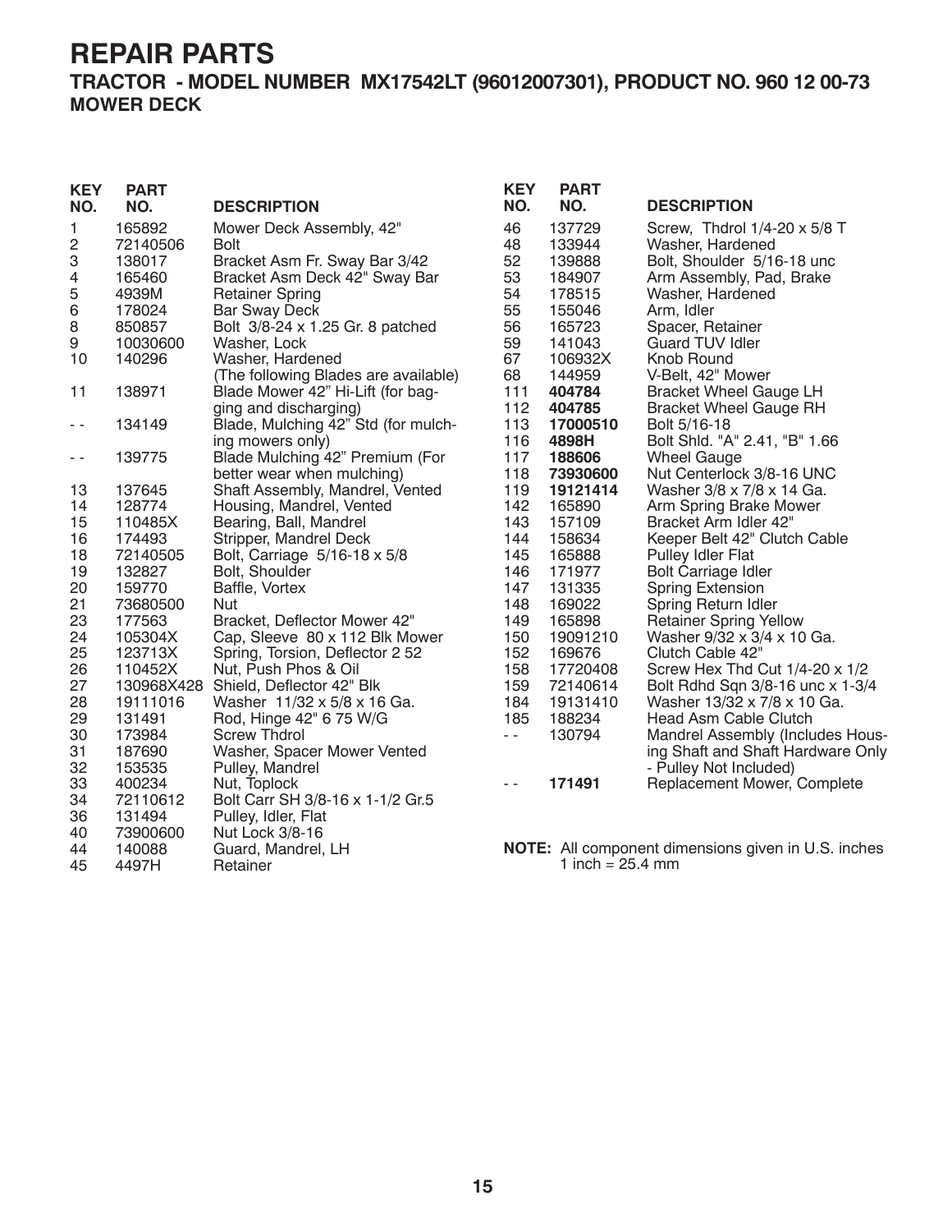# REPAIR PARTS

## TRACTOR - MODEL NUMBER MX17542LT (96012007301), PRODUCT NO. 960 12 00-73

### MOWER DECK

| KEY NO. | PART NO. | DESCRIPTION |
|---|---|---|
| 1 | 165892 | Mower Deck Assembly, 42" |
| 2 | 72140506 | Bolt |
| 3 | 138017 | Bracket Asm Fr. Sway Bar 3/42 |
| 4 | 165460 | Bracket Asm Deck 42" Sway Bar |
| 5 | 4939M | Retainer Spring |
| 6 | 178024 | Bar Sway Deck |
| 8 | 850857 | Bolt 3/8-24 x 1.25 Gr. 8 patched |
| 9 | 10030600 | Washer, Lock |
| 10 | 140296 | Washer, Hardened |
| | | (The following Blades are available) |
| 11 | 138971 | Blade Mower 42" Hi-Lift (for bagging and discharging) |
| - - | 134149 | Blade, Mulching 42" Std (for mulching mowers only) |
| - - | 139775 | Blade Mulching 42" Premium (For better wear when mulching) |
| 13 | 137645 | Shaft Assembly, Mandrel, Vented |
| 14 | 128774 | Housing, Mandrel, Vented |
| 15 | 110485X | Bearing, Ball, Mandrel |
| 16 | 174493 | Stripper, Mandrel Deck |
| 18 | 72140505 | Bolt, Carriage 5/16-18 x 5/8 |
| 19 | 132827 | Bolt, Shoulder |
| 20 | 159770 | Baffle, Vortex |
| 21 | 73680500 | Nut |
| 23 | 177563 | Bracket, Deflector Mower 42" |
| 24 | 105304X | Cap, Sleeve 80 x 112 Blk Mower |
| 25 | 123713X | Spring, Torsion, Deflector 2 52 |
| 26 | 110452X | Nut, Push Phos & Oil |
| 27 | 130968X428 | Shield, Deflector 42" Blk |
| 28 | 19111016 | Washer 11/32 x 5/8 x 16 Ga. |
| 29 | 131491 | Rod, Hinge 42" 6 75 W/G |
| 30 | 173984 | Screw Thdrol |
| 31 | 187690 | Washer, Spacer Mower Vented |
| 32 | 153535 | Pulley, Mandrel |
| 33 | 400234 | Nut, Toplock |
| 34 | 72110612 | Bolt Carr SH 3/8-16 x 1-1/2 Gr.5 |
| 36 | 131494 | Pulley, Idler, Flat |
| 40 | 73900600 | Nut Lock 3/8-16 |
| 44 | 140088 | Guard, Mandrel, LH |
| 45 | 4497H | Retainer |
| 46 | 137729 | Screw, Thdrol 1/4-20 x 5/8 T |
| 48 | 133944 | Washer, Hardened |
| 52 | 139888 | Bolt, Shoulder 5/16-18 unc |
| 53 | 184907 | Arm Assembly, Pad, Brake |
| 54 | 178515 | Washer, Hardened |
| 55 | 155046 | Arm, Idler |
| 56 | 165723 | Spacer, Retainer |
| 59 | 141043 | Guard TUV Idler |
| 67 | 106932X | Knob Round |
| 68 | 144959 | V-Belt, 42" Mower |
| 111 | **404784** | Bracket Wheel Gauge LH |
| 112 | **404785** | Bracket Wheel Gauge RH |
| 113 | **17000510** | Bolt 5/16-18 |
| 116 | **4898H** | Bolt Shld. "A" 2.41, "B" 1.66 |
| 117 | **188606** | Wheel Gauge |
| 118 | **73930600** | Nut Centerlock 3/8-16 UNC |
| 119 | **19121414** | Washer 3/8 x 7/8 x 14 Ga. |
| 142 | 165890 | Arm Spring Brake Mower |
| 143 | 157109 | Bracket Arm Idler 42" |
| 144 | 158634 | Keeper Belt 42" Clutch Cable |
| 145 | 165888 | Pulley Idler Flat |
| 146 | 171977 | Bolt Carriage Idler |
| 147 | 131335 | Spring Extension |
| 148 | 169022 | Spring Return Idler |
| 149 | 165898 | Retainer Spring Yellow |
| 150 | 19091210 | Washer 9/32 x 3/4 x 10 Ga. |
| 152 | 169676 | Clutch Cable 42" |
| 158 | 17720408 | Screw Hex Thd Cut 1/4-20 x 1/2 |
| 159 | 72140614 | Bolt Rdhd Sqn 3/8-16 unc x 1-3/4 |
| 184 | 19131410 | Washer 13/32 x 7/8 x 10 Ga. |
| 185 | 188234 | Head Asm Cable Clutch |
| - - | 130794 | Mandrel Assembly (Includes Housing Shaft and Shaft Hardware Only - Pulley Not Included) |
| - - | **171491** | Replacement Mower, Complete |

**NOTE:** All component dimensions given in U.S. inches
1 inch = 25.4 mm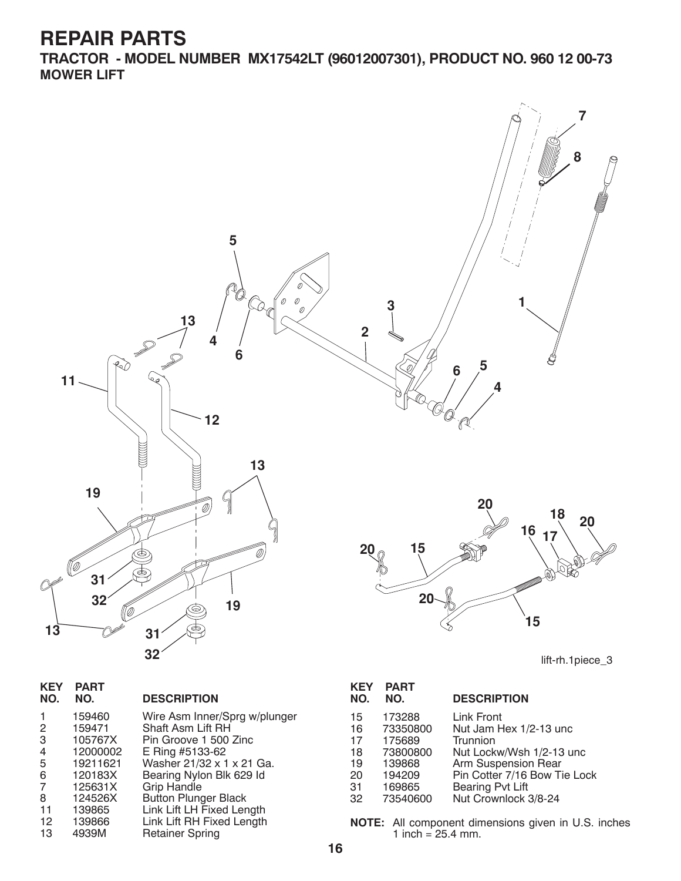# REPAIR PARTS

## TRACTOR - MODEL NUMBER MX17542LT (96012007301), PRODUCT NO. 960 12 00-73

### MOWER LIFT

lift-rh.1piece_3

| KEY NO. | PART NO. | DESCRIPTION |
|---|---|---|
| 1 | 159460 | Wire Asm Inner/Sprg w/plunger |
| 2 | 159471 | Shaft Asm Lift RH |
| 3 | 105767X | Pin Groove 1 500 Zinc |
| 4 | 12000002 | E Ring #5133-62 |
| 5 | 19211621 | Washer 21/32 x 1 x 21 Ga. |
| 6 | 120183X | Bearing Nylon Blk 629 Id |
| 7 | 125631X | Grip Handle |
| 8 | 124526X | Button Plunger Black |
| 11 | 139865 | Link Lift LH Fixed Length |
| 12 | 139866 | Link Lift RH Fixed Length |
| 13 | 4939M | Retainer Spring |
| 15 | 173288 | Link Front |
| 16 | 73350800 | Nut Jam Hex 1/2-13 unc |
| 17 | 175689 | Trunnion |
| 18 | 73800800 | Nut Lockw/Wsh 1/2-13 unc |
| 19 | 139868 | Arm Suspension Rear |
| 20 | 194209 | Pin Cotter 7/16 Bow Tie Lock |
| 31 | 169865 | Bearing Pvt Lift |
| 32 | 73540600 | Nut Crownlock 3/8-24 |

**NOTE:** All component dimensions given in U.S. inches
1 inch = 25.4 mm.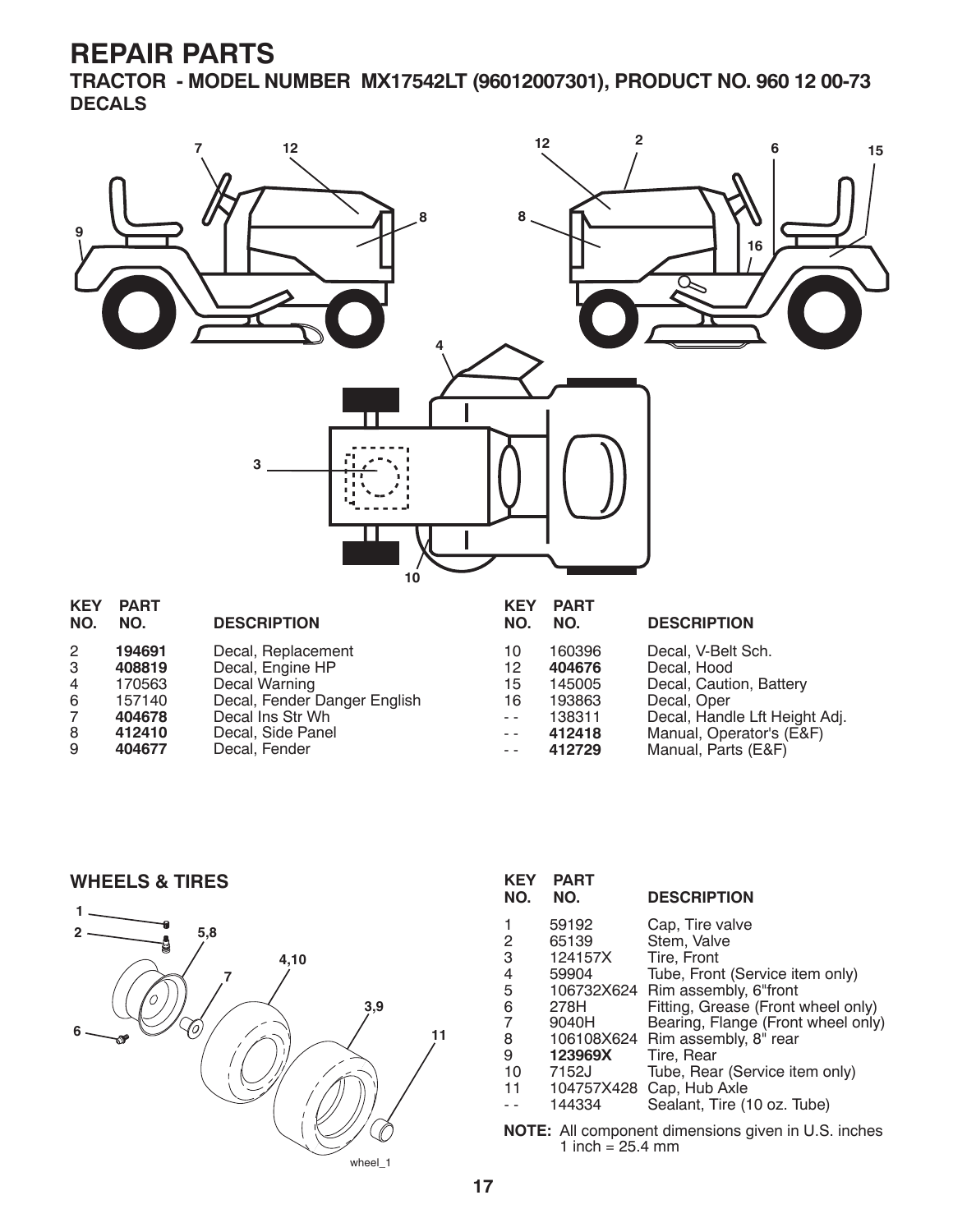# REPAIR PARTS

## TRACTOR - MODEL NUMBER MX17542LT (96012007301), PRODUCT NO. 960 12 00-73

### DECALS

| KEY NO. | PART NO. | DESCRIPTION |
|---|---|---|
| 2 | **194691** | Decal, Replacement |
| 3 | **408819** | Decal, Engine HP |
| 4 | 170563 | Decal Warning |
| 6 | 157140 | Decal, Fender Danger English |
| 7 | **404678** | Decal Ins Str Wh |
| 8 | **412410** | Decal, Side Panel |
| 9 | **404677** | Decal, Fender |
| 10 | 160396 | Decal, V-Belt Sch. |
| 12 | **404676** | Decal, Hood |
| 15 | 145005 | Decal, Caution, Battery |
| 16 | 193863 | Decal, Oper |
| - - | 138311 | Decal, Handle Lft Height Adj. |
| - - | **412418** | Manual, Operator's (E&F) |
| - - | **412729** | Manual, Parts (E&F) |

### WHEELS & TIRES

| KEY NO. | PART NO. | DESCRIPTION |
|---|---|---|
| 1 | 59192 | Cap, Tire valve |
| 2 | 65139 | Stem, Valve |
| 3 | 124157X | Tire, Front |
| 4 | 59904 | Tube, Front (Service item only) |
| 5 | 106732X624 | Rim assembly, 6"front |
| 6 | 278H | Fitting, Grease (Front wheel only) |
| 7 | 9040H | Bearing, Flange (Front wheel only) |
| 8 | 106108X624 | Rim assembly, 8" rear |
| 9 | **123969X** | Tire, Rear |
| 10 | 7152J | Tube, Rear (Service item only) |
| 11 | 104757X428 | Cap, Hub Axle |
| - - | 144334 | Sealant, Tire (10 oz. Tube) |

**NOTE:** All component dimensions given in U.S. inches
1 inch = 25.4 mm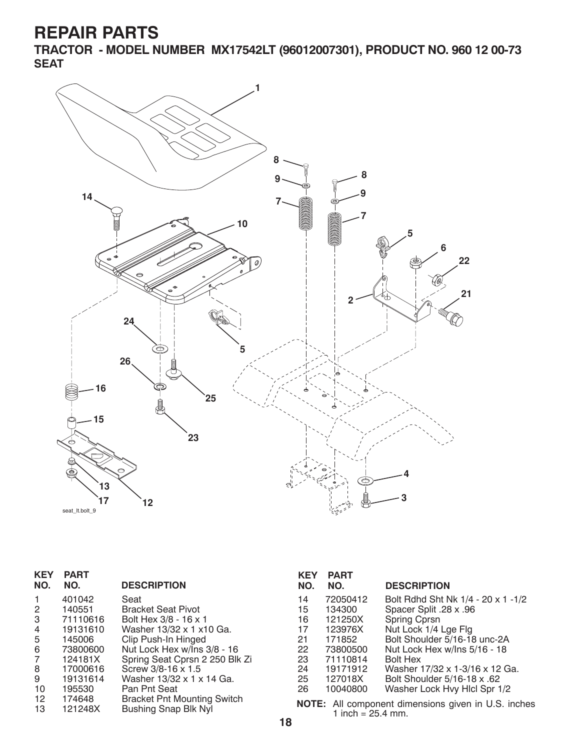# REPAIR PARTS

## TRACTOR - MODEL NUMBER MX17542LT (96012007301), PRODUCT NO. 960 12 00-73

### SEAT

1
8
9
8
9
7
7
14
10
5
6
22
21
2
24
5
26
16
25
15
23
4
3
13
17
12
seat_lt.bolt_9

| KEY NO. | PART NO. | DESCRIPTION |
|---|---|---|
| 1 | 401042 | Seat |
| 2 | 140551 | Bracket Seat Pivot |
| 3 | 71110616 | Bolt Hex 3/8 - 16 x 1 |
| 4 | 19131610 | Washer 13/32 x 1 x10 Ga. |
| 5 | 145006 | Clip Push-In Hinged |
| 6 | 73800600 | Nut Lock Hex w/Ins 3/8 - 16 |
| 7 | 124181X | Spring Seat Cprsn 2 250 Blk Zi |
| 8 | 17000616 | Screw 3/8-16 x 1.5 |
| 9 | 19131614 | Washer 13/32 x 1 x 14 Ga. |
| 10 | 195530 | Pan Pnt Seat |
| 12 | 174648 | Bracket Pnt Mounting Switch |
| 13 | 121248X | Bushing Snap Blk Nyl |
| 14 | 72050412 | Bolt Rdhd Sht Nk 1/4 - 20 x 1 -1/2 |
| 15 | 134300 | Spacer Split .28 x .96 |
| 16 | 121250X | Spring Cprsn |
| 17 | 123976X | Nut Lock 1/4 Lge Flg |
| 21 | 171852 | Bolt Shoulder 5/16-18 unc-2A |
| 22 | 73800500 | Nut Lock Hex w/Ins 5/16 - 18 |
| 23 | 71110814 | Bolt Hex |
| 24 | 19171912 | Washer 17/32 x 1-3/16 x 12 Ga. |
| 25 | 127018X | Bolt Shoulder 5/16-18 x .62 |
| 26 | 10040800 | Washer Lock Hvy Hlcl Spr 1/2 |

**NOTE:** All component dimensions given in U.S. inches
1 inch = 25.4 mm.